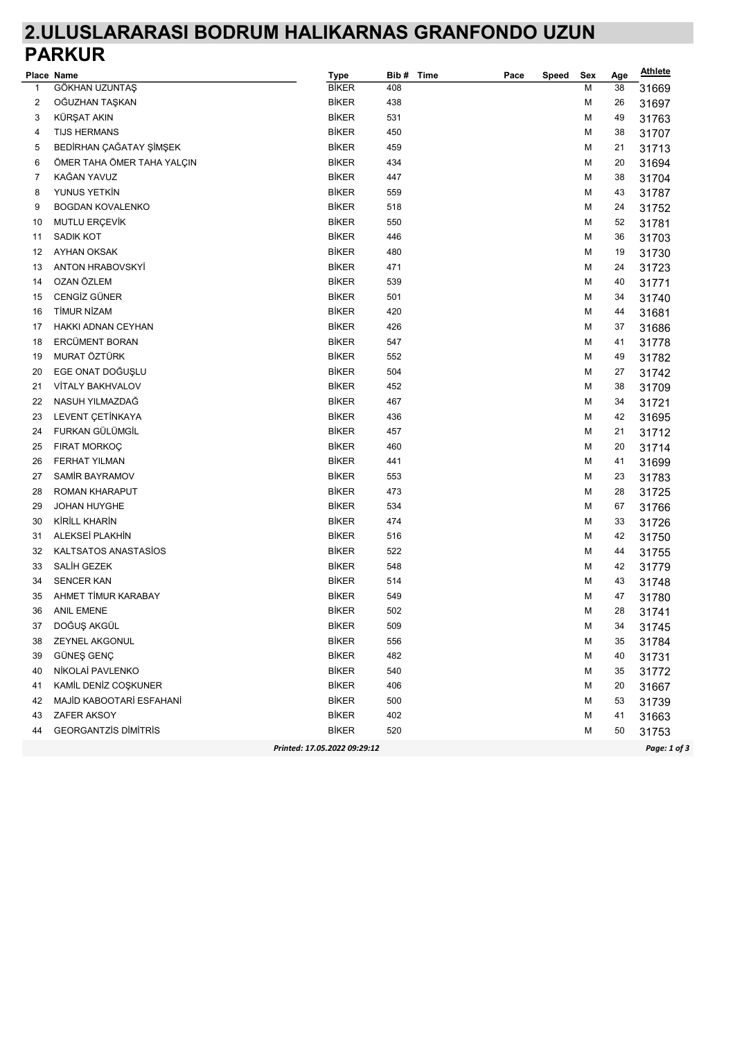# 2.ULUSLARARASI BODRUM HALIKARNAS GRANFONDO UZUN PARKUR

| Place | Name | Type | Bib # | Time | Pace | Speed | Sex | Age | Athlete |
|---|---|---|---|---|---|---|---|---|---|
| 1 | GÖKHAN UZUNTAŞ | BİKER | 408 | | | | M | 38 | 31669 |
| 2 | OĞUZHAN TAŞKAN | BİKER | 438 | | | | M | 26 | 31697 |
| 3 | KÜRŞAT AKIN | BİKER | 531 | | | | M | 49 | 31763 |
| 4 | TIJS HERMANS | BİKER | 450 | | | | M | 38 | 31707 |
| 5 | BEDİRHAN ÇAĞATAY ŞİMŞEK | BİKER | 459 | | | | M | 21 | 31713 |
| 6 | ÖMER TAHA ÖMER TAHA YALÇIN | BİKER | 434 | | | | M | 20 | 31694 |
| 7 | KAĞAN YAVUZ | BİKER | 447 | | | | M | 38 | 31704 |
| 8 | YUNUS YETKİN | BİKER | 559 | | | | M | 43 | 31787 |
| 9 | BOGDAN KOVALENKO | BİKER | 518 | | | | M | 24 | 31752 |
| 10 | MUTLU ERÇEVİK | BİKER | 550 | | | | M | 52 | 31781 |
| 11 | SADIK KOT | BİKER | 446 | | | | M | 36 | 31703 |
| 12 | AYHAN OKSAK | BİKER | 480 | | | | M | 19 | 31730 |
| 13 | ANTON HRABOVSKYİ | BİKER | 471 | | | | M | 24 | 31723 |
| 14 | OZAN ÖZLEM | BİKER | 539 | | | | M | 40 | 31771 |
| 15 | CENGİZ GÜNER | BİKER | 501 | | | | M | 34 | 31740 |
| 16 | TİMUR NİZAM | BİKER | 420 | | | | M | 44 | 31681 |
| 17 | HAKKI ADNAN CEYHAN | BİKER | 426 | | | | M | 37 | 31686 |
| 18 | ERCÜMENT BORAN | BİKER | 547 | | | | M | 41 | 31778 |
| 19 | MURAT ÖZTÜRK | BİKER | 552 | | | | M | 49 | 31782 |
| 20 | EGE ONAT DOĞUŞLU | BİKER | 504 | | | | M | 27 | 31742 |
| 21 | VİTALY BAKHVALOV | BİKER | 452 | | | | M | 38 | 31709 |
| 22 | NASUH YILMAZDAĞ | BİKER | 467 | | | | M | 34 | 31721 |
| 23 | LEVENT ÇETİNKAYA | BİKER | 436 | | | | M | 42 | 31695 |
| 24 | FURKAN GÜLÜMGİL | BİKER | 457 | | | | M | 21 | 31712 |
| 25 | FIRAT MORKOÇ | BİKER | 460 | | | | M | 20 | 31714 |
| 26 | FERHAT YILMAN | BİKER | 441 | | | | M | 41 | 31699 |
| 27 | SAMİR BAYRAMOV | BİKER | 553 | | | | M | 23 | 31783 |
| 28 | ROMAN KHARAPUT | BİKER | 473 | | | | M | 28 | 31725 |
| 29 | JOHAN HUYGHE | BİKER | 534 | | | | M | 67 | 31766 |
| 30 | KİRİLL KHARİN | BİKER | 474 | | | | M | 33 | 31726 |
| 31 | ALEKSEİ PLAKHİN | BİKER | 516 | | | | M | 42 | 31750 |
| 32 | KALTSATOS ANASTASİOS | BİKER | 522 | | | | M | 44 | 31755 |
| 33 | SALİH GEZEK | BİKER | 548 | | | | M | 42 | 31779 |
| 34 | SENCER KAN | BİKER | 514 | | | | M | 43 | 31748 |
| 35 | AHMET TİMUR KARABAY | BİKER | 549 | | | | M | 47 | 31780 |
| 36 | ANIL EMENE | BİKER | 502 | | | | M | 28 | 31741 |
| 37 | DOĞUŞ AKGÜL | BİKER | 509 | | | | M | 34 | 31745 |
| 38 | ZEYNEL AKGONUL | BİKER | 556 | | | | M | 35 | 31784 |
| 39 | GÜNEŞ GENÇ | BİKER | 482 | | | | M | 40 | 31731 |
| 40 | NİKOLAİ PAVLENKO | BİKER | 540 | | | | M | 35 | 31772 |
| 41 | KAMİL DENİZ COŞKUNER | BİKER | 406 | | | | M | 20 | 31667 |
| 42 | MAJİD KABOOTARİ ESFAHANİ | BİKER | 500 | | | | M | 53 | 31739 |
| 43 | ZAFER AKSOY | BİKER | 402 | | | | M | 41 | 31663 |
| 44 | GEORGANTZİS DİMİTRİS | BİKER | 520 | | | | M | 50 | 31753 |

*Printed: 17.05.2022 09:29:12*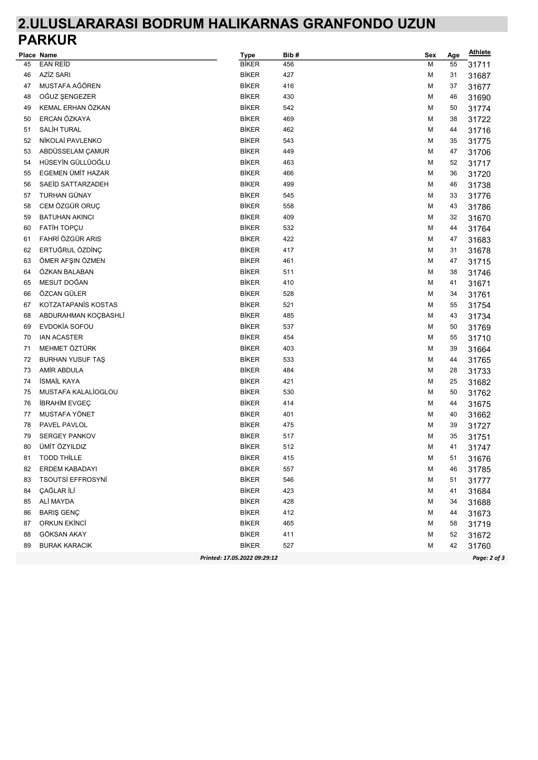# 2.ULUSLARARASI BODRUM HALIKARNAS GRANFONDO UZUN PARKUR

| Place | Name | Type | Bib # | Sex | Age | Athlete |
|---|---|---|---|---|---|---|
| 45 | EAN REİD | BİKER | 456 | M | 55 | 31711 |
| 46 | AZİZ SARI | BİKER | 427 | M | 31 | 31687 |
| 47 | MUSTAFA AĞÖREN | BİKER | 416 | M | 37 | 31677 |
| 48 | OĞUZ ŞENGEZER | BİKER | 430 | M | 46 | 31690 |
| 49 | KEMAL ERHAN ÖZKAN | BİKER | 542 | M | 50 | 31774 |
| 50 | ERCAN ÖZKAYA | BİKER | 469 | M | 38 | 31722 |
| 51 | SALİH TURAL | BİKER | 462 | M | 44 | 31716 |
| 52 | NİKOLAİ PAVLENKO | BİKER | 543 | M | 35 | 31775 |
| 53 | ABDÜSSELAM ÇAMUR | BİKER | 449 | M | 47 | 31706 |
| 54 | HÜSEYİN GÜLLÜOĞLU | BİKER | 463 | M | 52 | 31717 |
| 55 | EGEMEN ÜMİT HAZAR | BİKER | 466 | M | 36 | 31720 |
| 56 | SAEİD SATTARZADEH | BİKER | 499 | M | 46 | 31738 |
| 57 | TURHAN GÜNAY | BİKER | 545 | M | 33 | 31776 |
| 58 | CEM ÖZGÜR ORUÇ | BİKER | 558 | M | 43 | 31786 |
| 59 | BATUHAN AKINCI | BİKER | 409 | M | 32 | 31670 |
| 60 | FATİH TOPÇU | BİKER | 532 | M | 44 | 31764 |
| 61 | FAHRİ ÖZGÜR ARIS | BİKER | 422 | M | 47 | 31683 |
| 62 | ERTUĞRUL ÖZDİNÇ | BİKER | 417 | M | 31 | 31678 |
| 63 | ÖMER AFŞIN ÖZMEN | BİKER | 461 | M | 47 | 31715 |
| 64 | ÖZKAN BALABAN | BİKER | 511 | M | 38 | 31746 |
| 65 | MESUT DOĞAN | BİKER | 410 | M | 41 | 31671 |
| 66 | ÖZCAN GÜLER | BİKER | 528 | M | 34 | 31761 |
| 67 | KOTZATAPANİS KOSTAS | BİKER | 521 | M | 55 | 31754 |
| 68 | ABDURAHMAN KOÇBASHLİ | BİKER | 485 | M | 43 | 31734 |
| 69 | EVDOKİA SOFOU | BİKER | 537 | M | 50 | 31769 |
| 70 | IAN ACASTER | BİKER | 454 | M | 55 | 31710 |
| 71 | MEHMET ÖZTÜRK | BİKER | 403 | M | 39 | 31664 |
| 72 | BURHAN YUSUF TAŞ | BİKER | 533 | M | 44 | 31765 |
| 73 | AMİR ABDULA | BİKER | 484 | M | 28 | 31733 |
| 74 | İSMAİL KAYA | BİKER | 421 | M | 25 | 31682 |
| 75 | MUSTAFA KALALİOGLOU | BİKER | 530 | M | 50 | 31762 |
| 76 | İBRAHİM EVGEÇ | BİKER | 414 | M | 44 | 31675 |
| 77 | MUSTAFA YÖNET | BİKER | 401 | M | 40 | 31662 |
| 78 | PAVEL PAVLOL | BİKER | 475 | M | 39 | 31727 |
| 79 | SERGEY PANKOV | BİKER | 517 | M | 35 | 31751 |
| 80 | ÜMİT ÖZYILDIZ | BİKER | 512 | M | 41 | 31747 |
| 81 | TODD THİLLE | BİKER | 415 | M | 51 | 31676 |
| 82 | ERDEM KABADAYI | BİKER | 557 | M | 46 | 31785 |
| 83 | TSOUTSİ EFFROSYNİ | BİKER | 546 | M | 51 | 31777 |
| 84 | ÇAĞLAR İLİ | BİKER | 423 | M | 41 | 31684 |
| 85 | ALİ MAYDA | BİKER | 428 | M | 34 | 31688 |
| 86 | BARIŞ GENÇ | BİKER | 412 | M | 44 | 31673 |
| 87 | ORKUN EKİNCİ | BİKER | 465 | M | 58 | 31719 |
| 88 | GÖKSAN AKAY | BİKER | 411 | M | 52 | 31672 |
| 89 | BURAK KARACIK | BİKER | 527 | M | 42 | 31760 |

*Printed: 17.05.2022 09:29:12*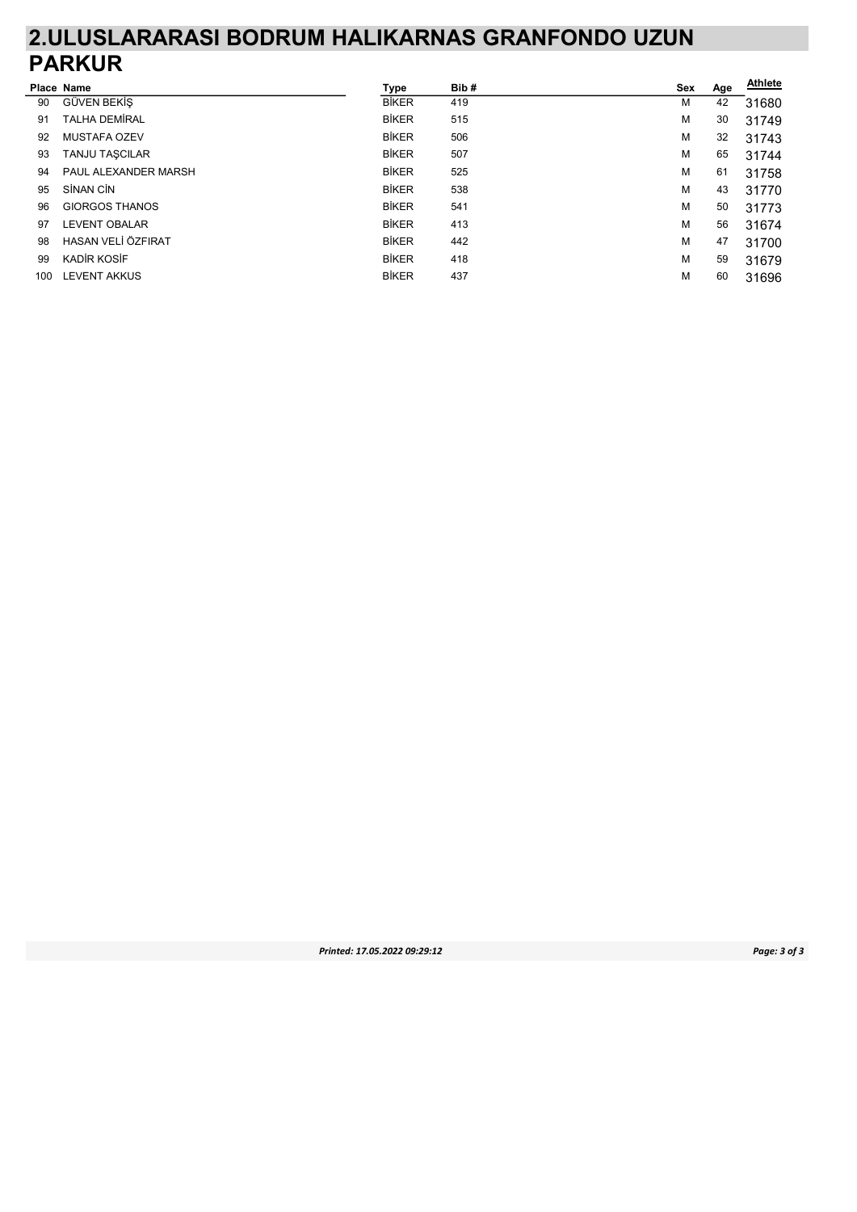# 2.ULUSLARARASI BODRUM HALIKARNAS GRANFONDO UZUN PARKUR

| Place | Name | Type | Bib # | Sex | Age | Athlete |
|---|---|---|---|---|---|---|
| 90 | GÜVEN BEKİŞ | BİKER | 419 | M | 42 | 31680 |
| 91 | TALHA DEMİRAL | BİKER | 515 | M | 30 | 31749 |
| 92 | MUSTAFA OZEV | BİKER | 506 | M | 32 | 31743 |
| 93 | TANJU TAŞCILAR | BİKER | 507 | M | 65 | 31744 |
| 94 | PAUL ALEXANDER MARSH | BİKER | 525 | M | 61 | 31758 |
| 95 | SİNAN CİN | BİKER | 538 | M | 43 | 31770 |
| 96 | GIORGOS THANOS | BİKER | 541 | M | 50 | 31773 |
| 97 | LEVENT OBALAR | BİKER | 413 | M | 56 | 31674 |
| 98 | HASAN VELİ ÖZFIRAT | BİKER | 442 | M | 47 | 31700 |
| 99 | KADİR KOSİF | BİKER | 418 | M | 59 | 31679 |
| 100 | LEVENT AKKUS | BİKER | 437 | M | 60 | 31696 |

*Printed: 17.05.2022 09:29:12*